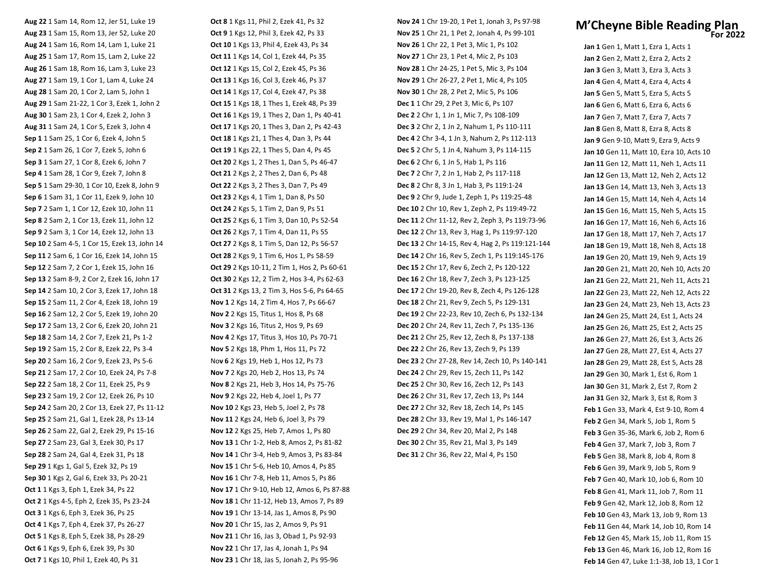# M'Cheyne Bible Reading Plan

**For 2022**

**Jan 1** Gen 1, Matt 1, Ezra 1, Acts 1
**Jan 2** Gen 2, Matt 2, Ezra 2, Acts 2
**Jan 3** Gen 3, Matt 3, Ezra 3, Acts 3
**Jan 4** Gen 4, Matt 4, Ezra 4, Acts 4
**Jan 5** Gen 5, Matt 5, Ezra 5, Acts 5
**Jan 6** Gen 6, Matt 6, Ezra 6, Acts 6
**Jan 7** Gen 7, Matt 7, Ezra 7, Acts 7
**Jan 8** Gen 8, Matt 8, Ezra 8, Acts 8
**Jan 9** Gen 9-10, Matt 9, Ezra 9, Acts 9
**Jan 10** Gen 11, Matt 10, Ezra 10, Acts 10
**Jan 11** Gen 12, Matt 11, Neh 1, Acts 11
**Jan 12** Gen 13, Matt 12, Neh 2, Acts 12
**Jan 13** Gen 14, Matt 13, Neh 3, Acts 13
**Jan 14** Gen 15, Matt 14, Neh 4, Acts 14
**Jan 15** Gen 16, Matt 15, Neh 5, Acts 15
**Jan 16** Gen 17, Matt 16, Neh 6, Acts 16
**Jan 17** Gen 18, Matt 17, Neh 7, Acts 17
**Jan 18** Gen 19, Matt 18, Neh 8, Acts 18
**Jan 19** Gen 20, Matt 19, Neh 9, Acts 19
**Jan 20** Gen 21, Matt 20, Neh 10, Acts 20
**Jan 21** Gen 22, Matt 21, Neh 11, Acts 21
**Jan 22** Gen 23, Matt 22, Neh 12, Acts 22
**Jan 23** Gen 24, Matt 23, Neh 13, Acts 23
**Jan 24** Gen 25, Matt 24, Est 1, Acts 24
**Jan 25** Gen 26, Matt 25, Est 2, Acts 25
**Jan 26** Gen 27, Matt 26, Est 3, Acts 26
**Jan 27** Gen 28, Matt 27, Est 4, Acts 27
**Jan 28** Gen 29, Matt 28, Est 5, Acts 28
**Jan 29** Gen 30, Mark 1, Est 6, Rom 1
**Jan 30** Gen 31, Mark 2, Est 7, Rom 2
**Jan 31** Gen 32, Mark 3, Est 8, Rom 3
**Feb 1** Gen 33, Mark 4, Est 9-10, Rom 4
**Feb 2** Gen 34, Mark 5, Job 1, Rom 5
**Feb 3** Gen 35-36, Mark 6, Job 2, Rom 6
**Feb 4** Gen 37, Mark 7, Job 3, Rom 7
**Feb 5** Gen 38, Mark 8, Job 4, Rom 8
**Feb 6** Gen 39, Mark 9, Job 5, Rom 9
**Feb 7** Gen 40, Mark 10, Job 6, Rom 10
**Feb 8** Gen 41, Mark 11, Job 7, Rom 11
**Feb 9** Gen 42, Mark 12, Job 8, Rom 12
**Feb 10** Gen 43, Mark 13, Job 9, Rom 13
**Feb 11** Gen 44, Mark 14, Job 10, Rom 14
**Feb 12** Gen 45, Mark 15, Job 11, Rom 15
**Feb 13** Gen 46, Mark 16, Job 12, Rom 16
**Feb 14** Gen 47, Luke 1:1-38, Job 13, 1 Cor 1

**Aug 22** 1 Sam 14, Rom 12, Jer 51, Luke 19
**Aug 23** 1 Sam 15, Rom 13, Jer 52, Luke 20
**Aug 24** 1 Sam 16, Rom 14, Lam 1, Luke 21
**Aug 25** 1 Sam 17, Rom 15, Lam 2, Luke 22
**Aug 26** 1 Sam 18, Rom 16, Lam 3, Luke 23
**Aug 27** 1 Sam 19, 1 Cor 1, Lam 4, Luke 24
**Aug 28** 1 Sam 20, 1 Cor 2, Lam 5, John 1
**Aug 29** 1 Sam 21-22, 1 Cor 3, Ezek 1, John 2
**Aug 30** 1 Sam 23, 1 Cor 4, Ezek 2, John 3
**Aug 31** 1 Sam 24, 1 Cor 5, Ezek 3, John 4
**Sep 1** 1 Sam 25, 1 Cor 6, Ezek 4, John 5
**Sep 2** 1 Sam 26, 1 Cor 7, Ezek 5, John 6
**Sep 3** 1 Sam 27, 1 Cor 8, Ezek 6, John 7
**Sep 4** 1 Sam 28, 1 Cor 9, Ezek 7, John 8
**Sep 5** 1 Sam 29-30, 1 Cor 10, Ezek 8, John 9
**Sep 6** 1 Sam 31, 1 Cor 11, Ezek 9, John 10
**Sep 7** 2 Sam 1, 1 Cor 12, Ezek 10, John 11
**Sep 8** 2 Sam 2, 1 Cor 13, Ezek 11, John 12
**Sep 9** 2 Sam 3, 1 Cor 14, Ezek 12, John 13
**Sep 10** 2 Sam 4-5, 1 Cor 15, Ezek 13, John 14
**Sep 11** 2 Sam 6, 1 Cor 16, Ezek 14, John 15
**Sep 12** 2 Sam 7, 2 Cor 1, Ezek 15, John 16
**Sep 13** 2 Sam 8-9, 2 Cor 2, Ezek 16, John 17
**Sep 14** 2 Sam 10, 2 Cor 3, Ezek 17, John 18
**Sep 15** 2 Sam 11, 2 Cor 4, Ezek 18, John 19
**Sep 16** 2 Sam 12, 2 Cor 5, Ezek 19, John 20
**Sep 17** 2 Sam 13, 2 Cor 6, Ezek 20, John 21
**Sep 18** 2 Sam 14, 2 Cor 7, Ezek 21, Ps 1-2
**Sep 19** 2 Sam 15, 2 Cor 8, Ezek 22, Ps 3-4
**Sep 20** 2 Sam 16, 2 Cor 9, Ezek 23, Ps 5-6
**Sep 21** 2 Sam 17, 2 Cor 10, Ezek 24, Ps 7-8
**Sep 22** 2 Sam 18, 2 Cor 11, Ezek 25, Ps 9
**Sep 23** 2 Sam 19, 2 Cor 12, Ezek 26, Ps 10
**Sep 24** 2 Sam 20, 2 Cor 13, Ezek 27, Ps 11-12
**Sep 25** 2 Sam 21, Gal 1, Ezek 28, Ps 13-14
**Sep 26** 2 Sam 22, Gal 2, Ezek 29, Ps 15-16
**Sep 27** 2 Sam 23, Gal 3, Ezek 30, Ps 17
**Sep 28** 2 Sam 24, Gal 4, Ezek 31, Ps 18
**Sep 29** 1 Kgs 1, Gal 5, Ezek 32, Ps 19
**Sep 30** 1 Kgs 2, Gal 6, Ezek 33, Ps 20-21
**Oct 1** 1 Kgs 3, Eph 1, Ezek 34, Ps 22
**Oct 2** 1 Kgs 4-5, Eph 2, Ezek 35, Ps 23-24
**Oct 3** 1 Kgs 6, Eph 3, Ezek 36, Ps 25
**Oct 4** 1 Kgs 7, Eph 4, Ezek 37, Ps 26-27
**Oct 5** 1 Kgs 8, Eph 5, Ezek 38, Ps 28-29
**Oct 6** 1 Kgs 9, Eph 6, Ezek 39, Ps 30
**Oct 7** 1 Kgs 10, Phil 1, Ezek 40, Ps 31
**Oct 8** 1 Kgs 11, Phil 2, Ezek 41, Ps 32
**Oct 9** 1 Kgs 12, Phil 3, Ezek 42, Ps 33
**Oct 10** 1 Kgs 13, Phil 4, Ezek 43, Ps 34
**Oct 11** 1 Kgs 14, Col 1, Ezek 44, Ps 35
**Oct 12** 1 Kgs 15, Col 2, Ezek 45, Ps 36
**Oct 13** 1 Kgs 16, Col 3, Ezek 46, Ps 37
**Oct 14** 1 Kgs 17, Col 4, Ezek 47, Ps 38
**Oct 15** 1 Kgs 18, 1 Thes 1, Ezek 48, Ps 39
**Oct 16** 1 Kgs 19, 1 Thes 2, Dan 1, Ps 40-41
**Oct 17** 1 Kgs 20, 1 Thes 3, Dan 2, Ps 42-43
**Oct 18** 1 Kgs 21, 1 Thes 4, Dan 3, Ps 44
**Oct 19** 1 Kgs 22, 1 Thes 5, Dan 4, Ps 45
**Oct 20** 2 Kgs 1, 2 Thes 1, Dan 5, Ps 46-47
**Oct 21** 2 Kgs 2, 2 Thes 2, Dan 6, Ps 48
**Oct 22** 2 Kgs 3, 2 Thes 3, Dan 7, Ps 49
**Oct 23** 2 Kgs 4, 1 Tim 1, Dan 8, Ps 50
**Oct 24** 2 Kgs 5, 1 Tim 2, Dan 9, Ps 51
**Oct 25** 2 Kgs 6, 1 Tim 3, Dan 10, Ps 52-54
**Oct 26** 2 Kgs 7, 1 Tim 4, Dan 11, Ps 55
**Oct 27** 2 Kgs 8, 1 Tim 5, Dan 12, Ps 56-57
**Oct 28** 2 Kgs 9, 1 Tim 6, Hos 1, Ps 58-59
**Oct 29** 2 Kgs 10-11, 2 Tim 1, Hos 2, Ps 60-61
**Oct 30** 2 Kgs 12, 2 Tim 2, Hos 3-4, Ps 62-63
**Oct 31** 2 Kgs 13, 2 Tim 3, Hos 5-6, Ps 64-65
**Nov 1** 2 Kgs 14, 2 Tim 4, Hos 7, Ps 66-67
**Nov 2** 2 Kgs 15, Titus 1, Hos 8, Ps 68
**Nov 3** 2 Kgs 16, Titus 2, Hos 9, Ps 69
**Nov 4** 2 Kgs 17, Titus 3, Hos 10, Ps 70-71
**Nov 5** 2 Kgs 18, Phm 1, Hos 11, Ps 72
**Nov 6** 2 Kgs 19, Heb 1, Hos 12, Ps 73
**Nov 7** 2 Kgs 20, Heb 2, Hos 13, Ps 74
**Nov 8** 2 Kgs 21, Heb 3, Hos 14, Ps 75-76
**Nov 9** 2 Kgs 22, Heb 4, Joel 1, Ps 77
**Nov 10** 2 Kgs 23, Heb 5, Joel 2, Ps 78
**Nov 11** 2 Kgs 24, Heb 6, Joel 3, Ps 79
**Nov 12** 2 Kgs 25, Heb 7, Amos 1, Ps 80
**Nov 13** 1 Chr 1-2, Heb 8, Amos 2, Ps 81-82
**Nov 14** 1 Chr 3-4, Heb 9, Amos 3, Ps 83-84
**Nov 15** 1 Chr 5-6, Heb 10, Amos 4, Ps 85
**Nov 16** 1 Chr 7-8, Heb 11, Amos 5, Ps 86
**Nov 17** 1 Chr 9-10, Heb 12, Amos 6, Ps 87-88
**Nov 18** 1 Chr 11-12, Heb 13, Amos 7, Ps 89
**Nov 19** 1 Chr 13-14, Jas 1, Amos 8, Ps 90
**Nov 20** 1 Chr 15, Jas 2, Amos 9, Ps 91
**Nov 21** 1 Chr 16, Jas 3, Obad 1, Ps 92-93
**Nov 22** 1 Chr 17, Jas 4, Jonah 1, Ps 94
**Nov 23** 1 Chr 18, Jas 5, Jonah 2, Ps 95-96
**Nov 24** 1 Chr 19-20, 1 Pet 1, Jonah 3, Ps 97-98
**Nov 25** 1 Chr 21, 1 Pet 2, Jonah 4, Ps 99-101
**Nov 26** 1 Chr 22, 1 Pet 3, Mic 1, Ps 102
**Nov 27** 1 Chr 23, 1 Pet 4, Mic 2, Ps 103
**Nov 28** 1 Chr 24-25, 1 Pet 5, Mic 3, Ps 104
**Nov 29** 1 Chr 26-27, 2 Pet 1, Mic 4, Ps 105
**Nov 30** 1 Chr 28, 2 Pet 2, Mic 5, Ps 106
**Dec 1** 1 Chr 29, 2 Pet 3, Mic 6, Ps 107
**Dec 2** 2 Chr 1, 1 Jn 1, Mic 7, Ps 108-109
**Dec 3** 2 Chr 2, 1 Jn 2, Nahum 1, Ps 110-111
**Dec 4** 2 Chr 3-4, 1 Jn 3, Nahum 2, Ps 112-113
**Dec 5** 2 Chr 5, 1 Jn 4, Nahum 3, Ps 114-115
**Dec 6** 2 Chr 6, 1 Jn 5, Hab 1, Ps 116
**Dec 7** 2 Chr 7, 2 Jn 1, Hab 2, Ps 117-118
**Dec 8** 2 Chr 8, 3 Jn 1, Hab 3, Ps 119:1-24
**Dec 9** 2 Chr 9, Jude 1, Zeph 1, Ps 119:25-48
**Dec 10** 2 Chr 10, Rev 1, Zeph 2, Ps 119:49-72
**Dec 11** 2 Chr 11-12, Rev 2, Zeph 3, Ps 119:73-96
**Dec 12** 2 Chr 13, Rev 3, Hag 1, Ps 119:97-120
**Dec 13** 2 Chr 14-15, Rev 4, Hag 2, Ps 119:121-144
**Dec 14** 2 Chr 16, Rev 5, Zech 1, Ps 119:145-176
**Dec 15** 2 Chr 17, Rev 6, Zech 2, Ps 120-122
**Dec 16** 2 Chr 18, Rev 7, Zech 3, Ps 123-125
**Dec 17** 2 Chr 19-20, Rev 8, Zech 4, Ps 126-128
**Dec 18** 2 Chr 21, Rev 9, Zech 5, Ps 129-131
**Dec 19** 2 Chr 22-23, Rev 10, Zech 6, Ps 132-134
**Dec 20** 2 Chr 24, Rev 11, Zech 7, Ps 135-136
**Dec 21** 2 Chr 25, Rev 12, Zech 8, Ps 137-138
**Dec 22** 2 Chr 26, Rev 13, Zech 9, Ps 139
**Dec 23** 2 Chr 27-28, Rev 14, Zech 10, Ps 140-141
**Dec 24** 2 Chr 29, Rev 15, Zech 11, Ps 142
**Dec 25** 2 Chr 30, Rev 16, Zech 12, Ps 143
**Dec 26** 2 Chr 31, Rev 17, Zech 13, Ps 144
**Dec 27** 2 Chr 32, Rev 18, Zech 14, Ps 145
**Dec 28** 2 Chr 33, Rev 19, Mal 1, Ps 146-147
**Dec 29** 2 Chr 34, Rev 20, Mal 2, Ps 148
**Dec 30** 2 Chr 35, Rev 21, Mal 3, Ps 149
**Dec 31** 2 Chr 36, Rev 22, Mal 4, Ps 150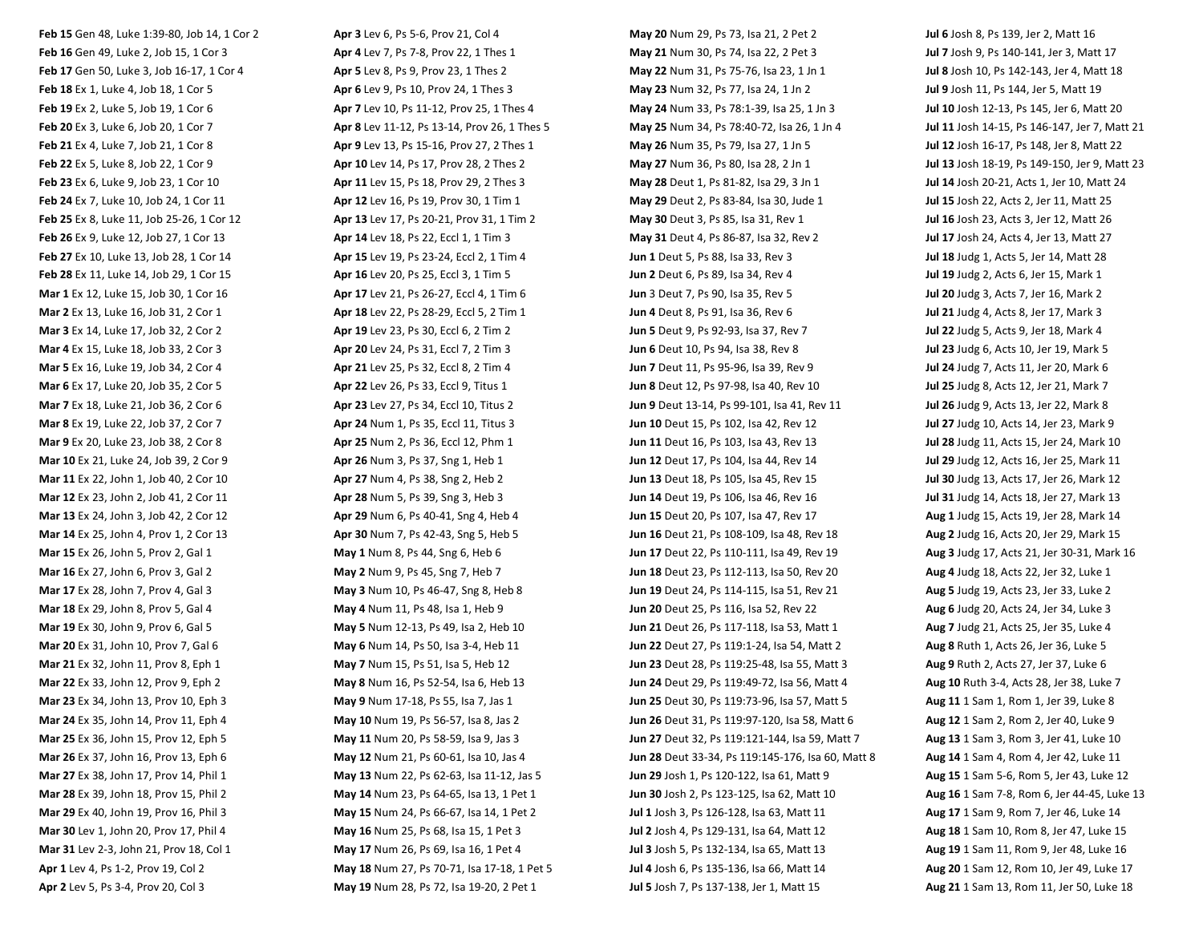**Feb 15** Gen 48, Luke 1:39-80, Job 14, 1 Cor 2
**Feb 16** Gen 49, Luke 2, Job 15, 1 Cor 3
**Feb 17** Gen 50, Luke 3, Job 16-17, 1 Cor 4
**Feb 18** Ex 1, Luke 4, Job 18, 1 Cor 5
**Feb 19** Ex 2, Luke 5, Job 19, 1 Cor 6
**Feb 20** Ex 3, Luke 6, Job 20, 1 Cor 7
**Feb 21** Ex 4, Luke 7, Job 21, 1 Cor 8
**Feb 22** Ex 5, Luke 8, Job 22, 1 Cor 9
**Feb 23** Ex 6, Luke 9, Job 23, 1 Cor 10
**Feb 24** Ex 7, Luke 10, Job 24, 1 Cor 11
**Feb 25** Ex 8, Luke 11, Job 25-26, 1 Cor 12
**Feb 26** Ex 9, Luke 12, Job 27, 1 Cor 13
**Feb 27** Ex 10, Luke 13, Job 28, 1 Cor 14
**Feb 28** Ex 11, Luke 14, Job 29, 1 Cor 15
**Mar 1** Ex 12, Luke 15, Job 30, 1 Cor 16
**Mar 2** Ex 13, Luke 16, Job 31, 2 Cor 1
**Mar 3** Ex 14, Luke 17, Job 32, 2 Cor 2
**Mar 4** Ex 15, Luke 18, Job 33, 2 Cor 3
**Mar 5** Ex 16, Luke 19, Job 34, 2 Cor 4
**Mar 6** Ex 17, Luke 20, Job 35, 2 Cor 5
**Mar 7** Ex 18, Luke 21, Job 36, 2 Cor 6
**Mar 8** Ex 19, Luke 22, Job 37, 2 Cor 7
**Mar 9** Ex 20, Luke 23, Job 38, 2 Cor 8
**Mar 10** Ex 21, Luke 24, Job 39, 2 Cor 9
**Mar 11** Ex 22, John 1, Job 40, 2 Cor 10
**Mar 12** Ex 23, John 2, Job 41, 2 Cor 11
**Mar 13** Ex 24, John 3, Job 42, 2 Cor 12
**Mar 14** Ex 25, John 4, Prov 1, 2 Cor 13
**Mar 15** Ex 26, John 5, Prov 2, Gal 1
**Mar 16** Ex 27, John 6, Prov 3, Gal 2
**Mar 17** Ex 28, John 7, Prov 4, Gal 3
**Mar 18** Ex 29, John 8, Prov 5, Gal 4
**Mar 19** Ex 30, John 9, Prov 6, Gal 5
**Mar 20** Ex 31, John 10, Prov 7, Gal 6
**Mar 21** Ex 32, John 11, Prov 8, Eph 1
**Mar 22** Ex 33, John 12, Prov 9, Eph 2
**Mar 23** Ex 34, John 13, Prov 10, Eph 3
**Mar 24** Ex 35, John 14, Prov 11, Eph 4
**Mar 25** Ex 36, John 15, Prov 12, Eph 5
**Mar 26** Ex 37, John 16, Prov 13, Eph 6
**Mar 27** Ex 38, John 17, Prov 14, Phil 1
**Mar 28** Ex 39, John 18, Prov 15, Phil 2
**Mar 29** Ex 40, John 19, Prov 16, Phil 3
**Mar 30** Lev 1, John 20, Prov 17, Phil 4
**Mar 31** Lev 2-3, John 21, Prov 18, Col 1
**Apr 1** Lev 4, Ps 1-2, Prov 19, Col 2
**Apr 2** Lev 5, Ps 3-4, Prov 20, Col 3
**Apr 3** Lev 6, Ps 5-6, Prov 21, Col 4
**Apr 4** Lev 7, Ps 7-8, Prov 22, 1 Thes 1
**Apr 5** Lev 8, Ps 9, Prov 23, 1 Thes 2
**Apr 6** Lev 9, Ps 10, Prov 24, 1 Thes 3
**Apr 7** Lev 10, Ps 11-12, Prov 25, 1 Thes 4
**Apr 8** Lev 11-12, Ps 13-14, Prov 26, 1 Thes 5
**Apr 9** Lev 13, Ps 15-16, Prov 27, 2 Thes 1
**Apr 10** Lev 14, Ps 17, Prov 28, 2 Thes 2
**Apr 11** Lev 15, Ps 18, Prov 29, 2 Thes 3
**Apr 12** Lev 16, Ps 19, Prov 30, 1 Tim 1
**Apr 13** Lev 17, Ps 20-21, Prov 31, 1 Tim 2
**Apr 14** Lev 18, Ps 22, Eccl 1, 1 Tim 3
**Apr 15** Lev 19, Ps 23-24, Eccl 2, 1 Tim 4
**Apr 16** Lev 20, Ps 25, Eccl 3, 1 Tim 5
**Apr 17** Lev 21, Ps 26-27, Eccl 4, 1 Tim 6
**Apr 18** Lev 22, Ps 28-29, Eccl 5, 2 Tim 1
**Apr 19** Lev 23, Ps 30, Eccl 6, 2 Tim 2
**Apr 20** Lev 24, Ps 31, Eccl 7, 2 Tim 3
**Apr 21** Lev 25, Ps 32, Eccl 8, 2 Tim 4
**Apr 22** Lev 26, Ps 33, Eccl 9, Titus 1
**Apr 23** Lev 27, Ps 34, Eccl 10, Titus 2
**Apr 24** Num 1, Ps 35, Eccl 11, Titus 3
**Apr 25** Num 2, Ps 36, Eccl 12, Phm 1
**Apr 26** Num 3, Ps 37, Sng 1, Heb 1
**Apr 27** Num 4, Ps 38, Sng 2, Heb 2
**Apr 28** Num 5, Ps 39, Sng 3, Heb 3
**Apr 29** Num 6, Ps 40-41, Sng 4, Heb 4
**Apr 30** Num 7, Ps 42-43, Sng 5, Heb 5
**May 1** Num 8, Ps 44, Sng 6, Heb 6
**May 2** Num 9, Ps 45, Sng 7, Heb 7
**May 3** Num 10, Ps 46-47, Sng 8, Heb 8
**May 4** Num 11, Ps 48, Isa 1, Heb 9
**May 5** Num 12-13, Ps 49, Isa 2, Heb 10
**May 6** Num 14, Ps 50, Isa 3-4, Heb 11
**May 7** Num 15, Ps 51, Isa 5, Heb 12
**May 8** Num 16, Ps 52-54, Isa 6, Heb 13
**May 9** Num 17-18, Ps 55, Isa 7, Jas 1
**May 10** Num 19, Ps 56-57, Isa 8, Jas 2
**May 11** Num 20, Ps 58-59, Isa 9, Jas 3
**May 12** Num 21, Ps 60-61, Isa 10, Jas 4
**May 13** Num 22, Ps 62-63, Isa 11-12, Jas 5
**May 14** Num 23, Ps 64-65, Isa 13, 1 Pet 1
**May 15** Num 24, Ps 66-67, Isa 14, 1 Pet 2
**May 16** Num 25, Ps 68, Isa 15, 1 Pet 3
**May 17** Num 26, Ps 69, Isa 16, 1 Pet 4
**May 18** Num 27, Ps 70-71, Isa 17-18, 1 Pet 5
**May 19** Num 28, Ps 72, Isa 19-20, 2 Pet 1
**May 20** Num 29, Ps 73, Isa 21, 2 Pet 2
**May 21** Num 30, Ps 74, Isa 22, 2 Pet 3
**May 22** Num 31, Ps 75-76, Isa 23, 1 Jn 1
**May 23** Num 32, Ps 77, Isa 24, 1 Jn 2
**May 24** Num 33, Ps 78:1-39, Isa 25, 1 Jn 3
**May 25** Num 34, Ps 78:40-72, Isa 26, 1 Jn 4
**May 26** Num 35, Ps 79, Isa 27, 1 Jn 5
**May 27** Num 36, Ps 80, Isa 28, 2 Jn 1
**May 28** Deut 1, Ps 81-82, Isa 29, 3 Jn 1
**May 29** Deut 2, Ps 83-84, Isa 30, Jude 1
**May 30** Deut 3, Ps 85, Isa 31, Rev 1
**May 31** Deut 4, Ps 86-87, Isa 32, Rev 2
**Jun 1** Deut 5, Ps 88, Isa 33, Rev 3
**Jun 2** Deut 6, Ps 89, Isa 34, Rev 4
**Jun** 3 Deut 7, Ps 90, Isa 35, Rev 5
**Jun 4** Deut 8, Ps 91, Isa 36, Rev 6
**Jun 5** Deut 9, Ps 92-93, Isa 37, Rev 7
**Jun 6** Deut 10, Ps 94, Isa 38, Rev 8
**Jun 7** Deut 11, Ps 95-96, Isa 39, Rev 9
**Jun 8** Deut 12, Ps 97-98, Isa 40, Rev 10
**Jun 9** Deut 13-14, Ps 99-101, Isa 41, Rev 11
**Jun 10** Deut 15, Ps 102, Isa 42, Rev 12
**Jun 11** Deut 16, Ps 103, Isa 43, Rev 13
**Jun 12** Deut 17, Ps 104, Isa 44, Rev 14
**Jun 13** Deut 18, Ps 105, Isa 45, Rev 15
**Jun 14** Deut 19, Ps 106, Isa 46, Rev 16
**Jun 15** Deut 20, Ps 107, Isa 47, Rev 17
**Jun 16** Deut 21, Ps 108-109, Isa 48, Rev 18
**Jun 17** Deut 22, Ps 110-111, Isa 49, Rev 19
**Jun 18** Deut 23, Ps 112-113, Isa 50, Rev 20
**Jun 19** Deut 24, Ps 114-115, Isa 51, Rev 21
**Jun 20** Deut 25, Ps 116, Isa 52, Rev 22
**Jun 21** Deut 26, Ps 117-118, Isa 53, Matt 1
**Jun 22** Deut 27, Ps 119:1-24, Isa 54, Matt 2
**Jun 23** Deut 28, Ps 119:25-48, Isa 55, Matt 3
**Jun 24** Deut 29, Ps 119:49-72, Isa 56, Matt 4
**Jun 25** Deut 30, Ps 119:73-96, Isa 57, Matt 5
**Jun 26** Deut 31, Ps 119:97-120, Isa 58, Matt 6
**Jun 27** Deut 32, Ps 119:121-144, Isa 59, Matt 7
**Jun 28** Deut 33-34, Ps 119:145-176, Isa 60, Matt 8
**Jun 29** Josh 1, Ps 120-122, Isa 61, Matt 9
**Jun 30** Josh 2, Ps 123-125, Isa 62, Matt 10
**Jul 1** Josh 3, Ps 126-128, Isa 63, Matt 11
**Jul 2** Josh 4, Ps 129-131, Isa 64, Matt 12
**Jul 3** Josh 5, Ps 132-134, Isa 65, Matt 13
**Jul 4** Josh 6, Ps 135-136, Isa 66, Matt 14
**Jul 5** Josh 7, Ps 137-138, Jer 1, Matt 15
**Jul 6** Josh 8, Ps 139, Jer 2, Matt 16
**Jul 7** Josh 9, Ps 140-141, Jer 3, Matt 17
**Jul 8** Josh 10, Ps 142-143, Jer 4, Matt 18
**Jul 9** Josh 11, Ps 144, Jer 5, Matt 19
**Jul 10** Josh 12-13, Ps 145, Jer 6, Matt 20
**Jul 11** Josh 14-15, Ps 146-147, Jer 7, Matt 21
**Jul 12** Josh 16-17, Ps 148, Jer 8, Matt 22
**Jul 13** Josh 18-19, Ps 149-150, Jer 9, Matt 23
**Jul 14** Josh 20-21, Acts 1, Jer 10, Matt 24
**Jul 15** Josh 22, Acts 2, Jer 11, Matt 25
**Jul 16** Josh 23, Acts 3, Jer 12, Matt 26
**Jul 17** Josh 24, Acts 4, Jer 13, Matt 27
**Jul 18** Judg 1, Acts 5, Jer 14, Matt 28
**Jul 19** Judg 2, Acts 6, Jer 15, Mark 1
**Jul 20** Judg 3, Acts 7, Jer 16, Mark 2
**Jul 21** Judg 4, Acts 8, Jer 17, Mark 3
**Jul 22** Judg 5, Acts 9, Jer 18, Mark 4
**Jul 23** Judg 6, Acts 10, Jer 19, Mark 5
**Jul 24** Judg 7, Acts 11, Jer 20, Mark 6
**Jul 25** Judg 8, Acts 12, Jer 21, Mark 7
**Jul 26** Judg 9, Acts 13, Jer 22, Mark 8
**Jul 27** Judg 10, Acts 14, Jer 23, Mark 9
**Jul 28** Judg 11, Acts 15, Jer 24, Mark 10
**Jul 29** Judg 12, Acts 16, Jer 25, Mark 11
**Jul 30** Judg 13, Acts 17, Jer 26, Mark 12
**Jul 31** Judg 14, Acts 18, Jer 27, Mark 13
**Aug 1** Judg 15, Acts 19, Jer 28, Mark 14
**Aug 2** Judg 16, Acts 20, Jer 29, Mark 15
**Aug 3** Judg 17, Acts 21, Jer 30-31, Mark 16
**Aug 4** Judg 18, Acts 22, Jer 32, Luke 1
**Aug 5** Judg 19, Acts 23, Jer 33, Luke 2
**Aug 6** Judg 20, Acts 24, Jer 34, Luke 3
**Aug 7** Judg 21, Acts 25, Jer 35, Luke 4
**Aug 8** Ruth 1, Acts 26, Jer 36, Luke 5
**Aug 9** Ruth 2, Acts 27, Jer 37, Luke 6
**Aug 10** Ruth 3-4, Acts 28, Jer 38, Luke 7
**Aug 11** 1 Sam 1, Rom 1, Jer 39, Luke 8
**Aug 12** 1 Sam 2, Rom 2, Jer 40, Luke 9
**Aug 13** 1 Sam 3, Rom 3, Jer 41, Luke 10
**Aug 14** 1 Sam 4, Rom 4, Jer 42, Luke 11
**Aug 15** 1 Sam 5-6, Rom 5, Jer 43, Luke 12
**Aug 16** 1 Sam 7-8, Rom 6, Jer 44-45, Luke 13
**Aug 17** 1 Sam 9, Rom 7, Jer 46, Luke 14
**Aug 18** 1 Sam 10, Rom 8, Jer 47, Luke 15
**Aug 19** 1 Sam 11, Rom 9, Jer 48, Luke 16
**Aug 20** 1 Sam 12, Rom 10, Jer 49, Luke 17
**Aug 21** 1 Sam 13, Rom 11, Jer 50, Luke 18